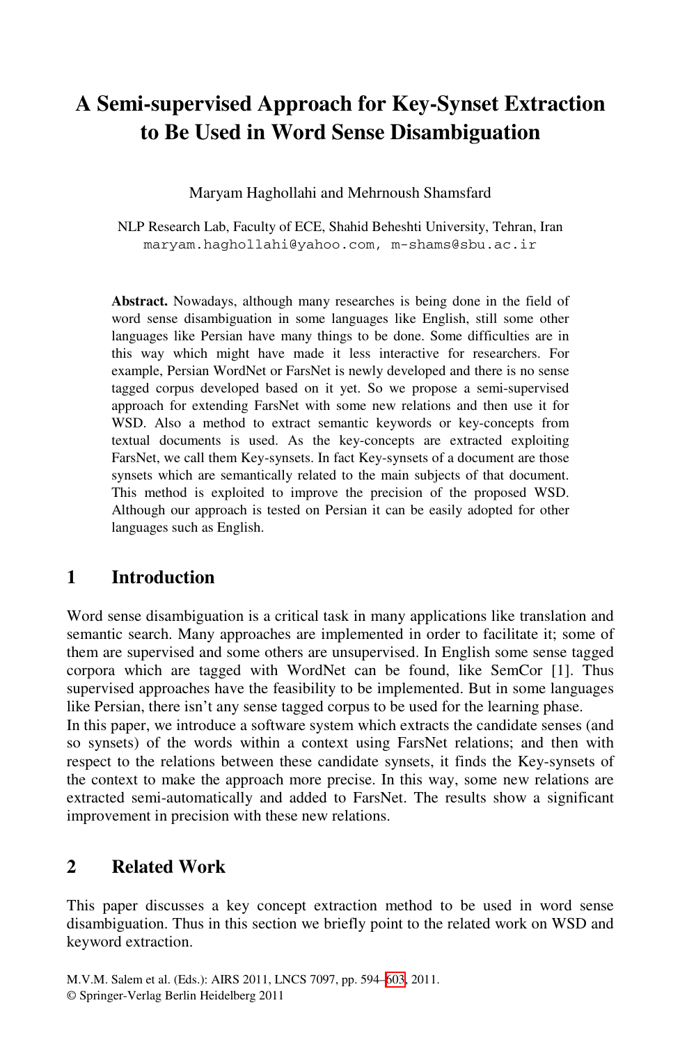# A Semi-supervised Approach for Key-Synset Extraction to Be Used in Word Sense Disambiguation

Maryam Haghollahi and Mehrnoush Shamsfard

NLP Research Lab, Faculty of ECE, Shahid Beheshti University, Tehran, Iran
maryam.haghollahi@yahoo.com, m-shams@sbu.ac.ir

**Abstract.** Nowadays, although many researches is being done in the field of word sense disambiguation in some languages like English, still some other languages like Persian have many things to be done. Some difficulties are in this way which might have made it less interactive for researchers. For example, Persian WordNet or FarsNet is newly developed and there is no sense tagged corpus developed based on it yet. So we propose a semi-supervised approach for extending FarsNet with some new relations and then use it for WSD. Also a method to extract semantic keywords or key-concepts from textual documents is used. As the key-concepts are extracted exploiting FarsNet, we call them Key-synsets. In fact Key-synsets of a document are those synsets which are semantically related to the main subjects of that document. This method is exploited to improve the precision of the proposed WSD. Although our approach is tested on Persian it can be easily adopted for other languages such as English.

## 1 Introduction

Word sense disambiguation is a critical task in many applications like translation and semantic search. Many approaches are implemented in order to facilitate it; some of them are supervised and some others are unsupervised. In English some sense tagged corpora which are tagged with WordNet can be found, like SemCor [1]. Thus supervised approaches have the feasibility to be implemented. But in some languages like Persian, there isn't any sense tagged corpus to be used for the learning phase.
In this paper, we introduce a software system which extracts the candidate senses (and so synsets) of the words within a context using FarsNet relations; and then with respect to the relations between these candidate synsets, it finds the Key-synsets of the context to make the approach more precise. In this way, some new relations are extracted semi-automatically and added to FarsNet. The results show a significant improvement in precision with these new relations.

## 2 Related Work

This paper discusses a key concept extraction method to be used in word sense disambiguation. Thus in this section we briefly point to the related work on WSD and keyword extraction.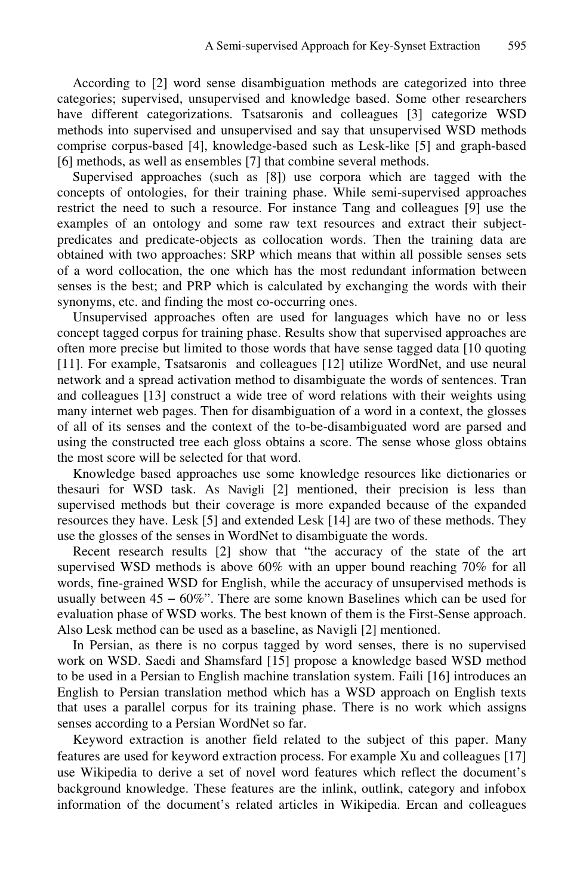According to [2] word sense disambiguation methods are categorized into three categories; supervised, unsupervised and knowledge based. Some other researchers have different categorizations. Tsatsaronis and colleagues [3] categorize WSD methods into supervised and unsupervised and say that unsupervised WSD methods comprise corpus-based [4], knowledge-based such as Lesk-like [5] and graph-based [6] methods, as well as ensembles [7] that combine several methods.

Supervised approaches (such as [8]) use corpora which are tagged with the concepts of ontologies, for their training phase. While semi-supervised approaches restrict the need to such a resource. For instance Tang and colleagues [9] use the examples of an ontology and some raw text resources and extract their subject-predicates and predicate-objects as collocation words. Then the training data are obtained with two approaches: SRP which means that within all possible senses sets of a word collocation, the one which has the most redundant information between senses is the best; and PRP which is calculated by exchanging the words with their synonyms, etc. and finding the most co-occurring ones.

Unsupervised approaches often are used for languages which have no or less concept tagged corpus for training phase. Results show that supervised approaches are often more precise but limited to those words that have sense tagged data [10 quoting [11]. For example, Tsatsaronis and colleagues [12] utilize WordNet, and use neural network and a spread activation method to disambiguate the words of sentences. Tran and colleagues [13] construct a wide tree of word relations with their weights using many internet web pages. Then for disambiguation of a word in a context, the glosses of all of its senses and the context of the to-be-disambiguated word are parsed and using the constructed tree each gloss obtains a score. The sense whose gloss obtains the most score will be selected for that word.

Knowledge based approaches use some knowledge resources like dictionaries or thesauri for WSD task. As Navigli [2] mentioned, their precision is less than supervised methods but their coverage is more expanded because of the expanded resources they have. Lesk [5] and extended Lesk [14] are two of these methods. They use the glosses of the senses in WordNet to disambiguate the words.

Recent research results [2] show that "the accuracy of the state of the art supervised WSD methods is above 60% with an upper bound reaching 70% for all words, fine-grained WSD for English, while the accuracy of unsupervised methods is usually between 45 – 60%". There are some known Baselines which can be used for evaluation phase of WSD works. The best known of them is the First-Sense approach. Also Lesk method can be used as a baseline, as Navigli [2] mentioned.

In Persian, as there is no corpus tagged by word senses, there is no supervised work on WSD. Saedi and Shamsfard [15] propose a knowledge based WSD method to be used in a Persian to English machine translation system. Faili [16] introduces an English to Persian translation method which has a WSD approach on English texts that uses a parallel corpus for its training phase. There is no work which assigns senses according to a Persian WordNet so far.

Keyword extraction is another field related to the subject of this paper. Many features are used for keyword extraction process. For example Xu and colleagues [17] use Wikipedia to derive a set of novel word features which reflect the document's background knowledge. These features are the inlink, outlink, category and infobox information of the document's related articles in Wikipedia. Ercan and colleagues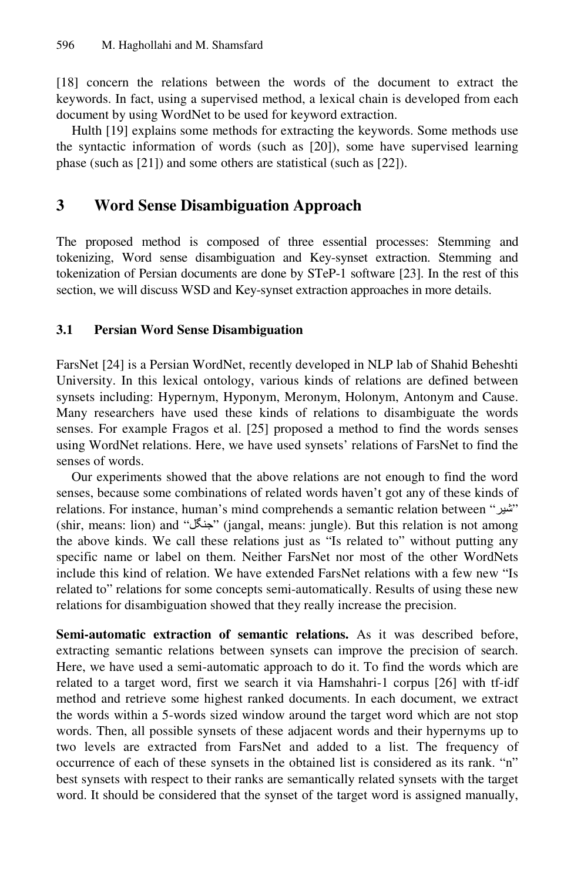[18] concern the relations between the words of the document to extract the keywords. In fact, using a supervised method, a lexical chain is developed from each document by using WordNet to be used for keyword extraction.

Hulth [19] explains some methods for extracting the keywords. Some methods use the syntactic information of words (such as [20]), some have supervised learning phase (such as [21]) and some others are statistical (such as [22]).

## 3 Word Sense Disambiguation Approach

The proposed method is composed of three essential processes: Stemming and tokenizing, Word sense disambiguation and Key-synset extraction. Stemming and tokenization of Persian documents are done by STeP-1 software [23]. In the rest of this section, we will discuss WSD and Key-synset extraction approaches in more details.

### 3.1 Persian Word Sense Disambiguation

FarsNet [24] is a Persian WordNet, recently developed in NLP lab of Shahid Beheshti University. In this lexical ontology, various kinds of relations are defined between synsets including: Hypernym, Hyponym, Meronym, Holonym, Antonym and Cause. Many researchers have used these kinds of relations to disambiguate the words senses. For example Fragos et al. [25] proposed a method to find the words senses using WordNet relations. Here, we have used synsets' relations of FarsNet to find the senses of words.

Our experiments showed that the above relations are not enough to find the word senses, because some combinations of related words haven't got any of these kinds of relations. For instance, human's mind comprehends a semantic relation between "شیر" (shir, means: lion) and "جنگل" (jangal, means: jungle). But this relation is not among the above kinds. We call these relations just as "Is related to" without putting any specific name or label on them. Neither FarsNet nor most of the other WordNets include this kind of relation. We have extended FarsNet relations with a few new "Is related to" relations for some concepts semi-automatically. Results of using these new relations for disambiguation showed that they really increase the precision.

**Semi-automatic extraction of semantic relations.** As it was described before, extracting semantic relations between synsets can improve the precision of search. Here, we have used a semi-automatic approach to do it. To find the words which are related to a target word, first we search it via Hamshahri-1 corpus [26] with tf-idf method and retrieve some highest ranked documents. In each document, we extract the words within a 5-words sized window around the target word which are not stop words. Then, all possible synsets of these adjacent words and their hypernyms up to two levels are extracted from FarsNet and added to a list. The frequency of occurrence of each of these synsets in the obtained list is considered as its rank. "n" best synsets with respect to their ranks are semantically related synsets with the target word. It should be considered that the synset of the target word is assigned manually,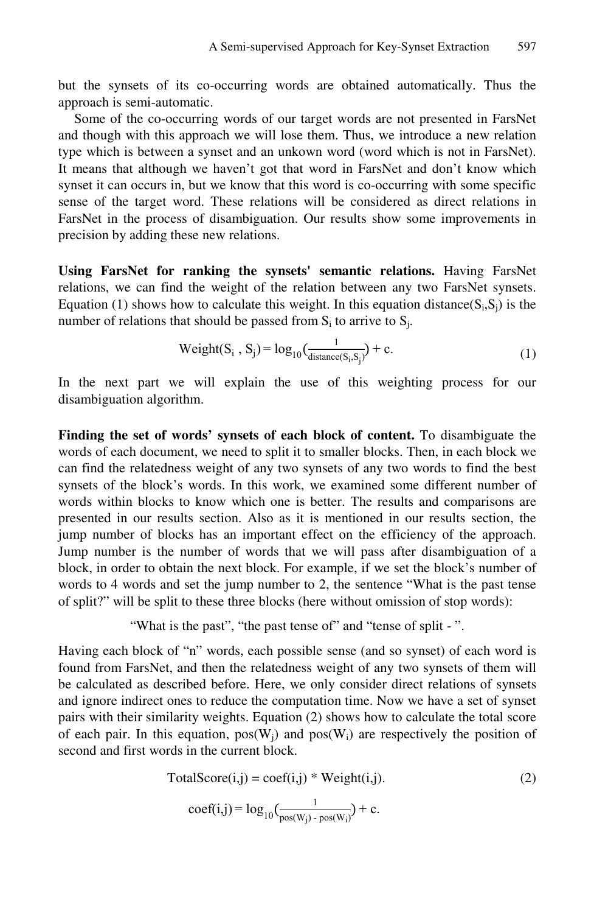but the synsets of its co-occurring words are obtained automatically. Thus the approach is semi-automatic.

Some of the co-occurring words of our target words are not presented in FarsNet and though with this approach we will lose them. Thus, we introduce a new relation type which is between a synset and an unkown word (word which is not in FarsNet). It means that although we haven't got that word in FarsNet and don't know which synset it can occurs in, but we know that this word is co-occurring with some specific sense of the target word. These relations will be considered as direct relations in FarsNet in the process of disambiguation. Our results show some improvements in precision by adding these new relations.

**Using FarsNet for ranking the synsets' semantic relations.** Having FarsNet relations, we can find the weight of the relation between any two FarsNet synsets. Equation (1) shows how to calculate this weight. In this equation distance($S_i$,$S_j$) is the number of relations that should be passed from $S_i$ to arrive to $S_j$.

$$\text{Weight}(S_i , S_j) = \log_{10}\left(\frac{1}{\text{distance}(S_i,S_j)}\right) + c. \tag{1}$$

In the next part we will explain the use of this weighting process for our disambiguation algorithm.

**Finding the set of words' synsets of each block of content.** To disambiguate the words of each document, we need to split it to smaller blocks. Then, in each block we can find the relatedness weight of any two synsets of any two words to find the best synsets of the block's words. In this work, we examined some different number of words within blocks to know which one is better. The results and comparisons are presented in our results section. Also as it is mentioned in our results section, the jump number of blocks has an important effect on the efficiency of the approach. Jump number is the number of words that we will pass after disambiguation of a block, in order to obtain the next block. For example, if we set the block's number of words to 4 words and set the jump number to 2, the sentence "What is the past tense of split?" will be split to these three blocks (here without omission of stop words):

"What is the past", "the past tense of" and "tense of split - ".

Having each block of "n" words, each possible sense (and so synset) of each word is found from FarsNet, and then the relatedness weight of any two synsets of them will be calculated as described before. Here, we only consider direct relations of synsets and ignore indirect ones to reduce the computation time. Now we have a set of synset pairs with their similarity weights. Equation (2) shows how to calculate the total score of each pair. In this equation, pos($W_j$) and pos($W_i$) are respectively the position of second and first words in the current block.

$$\text{TotalScore}(i,j) = \text{coef}(i,j) * \text{Weight}(i,j). \tag{2}$$

$$\text{coef}(i,j) = \log_{10}\left(\frac{1}{\text{pos}(W_j) - \text{pos}(W_i)}\right) + c.$$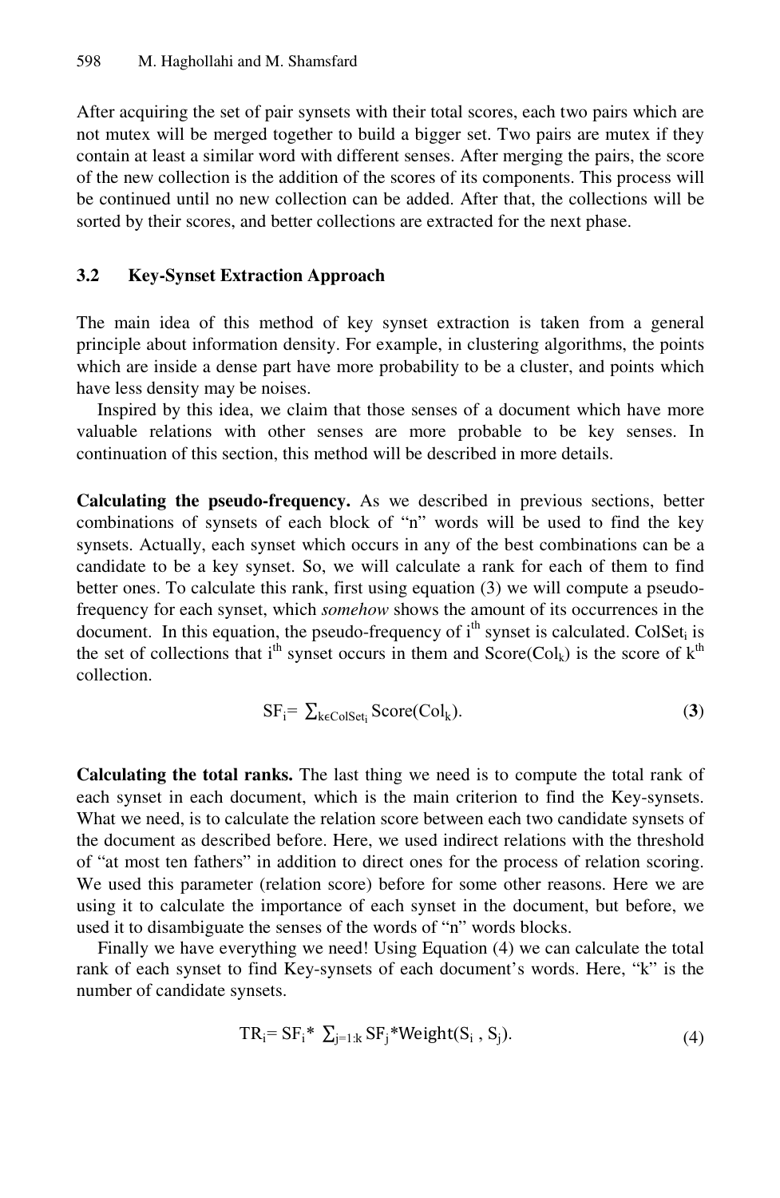After acquiring the set of pair synsets with their total scores, each two pairs which are not mutex will be merged together to build a bigger set. Two pairs are mutex if they contain at least a similar word with different senses. After merging the pairs, the score of the new collection is the addition of the scores of its components. This process will be continued until no new collection can be added. After that, the collections will be sorted by their scores, and better collections are extracted for the next phase.

### 3.2 Key-Synset Extraction Approach

The main idea of this method of key synset extraction is taken from a general principle about information density. For example, in clustering algorithms, the points which are inside a dense part have more probability to be a cluster, and points which have less density may be noises.

Inspired by this idea, we claim that those senses of a document which have more valuable relations with other senses are more probable to be key senses. In continuation of this section, this method will be described in more details.

**Calculating the pseudo-frequency.** As we described in previous sections, better combinations of synsets of each block of "n" words will be used to find the key synsets. Actually, each synset which occurs in any of the best combinations can be a candidate to be a key synset. So, we will calculate a rank for each of them to find better ones. To calculate this rank, first using equation (3) we will compute a pseudo-frequency for each synset, which *somehow* shows the amount of its occurrences in the document. In this equation, the pseudo-frequency of $i^{th}$ synset is calculated. $ColSet_i$ is the set of collections that $i^{th}$ synset occurs in them and $Score(Col_k)$ is the score of $k^{th}$ collection.

$$SF_i = \sum_{k \in ColSet_i} Score(Col_k). \quad (3)$$

**Calculating the total ranks.** The last thing we need is to compute the total rank of each synset in each document, which is the main criterion to find the Key-synsets. What we need, is to calculate the relation score between each two candidate synsets of the document as described before. Here, we used indirect relations with the threshold of "at most ten fathers" in addition to direct ones for the process of relation scoring. We used this parameter (relation score) before for some other reasons. Here we are using it to calculate the importance of each synset in the document, but before, we used it to disambiguate the senses of the words of "n" words blocks.

Finally we have everything we need! Using Equation (4) we can calculate the total rank of each synset to find Key-synsets of each document's words. Here, "k" is the number of candidate synsets.

$$TR_i = SF_i * \sum_{j=1:k} SF_j * \mathrm{Weight}(S_i, S_j). \quad (4)$$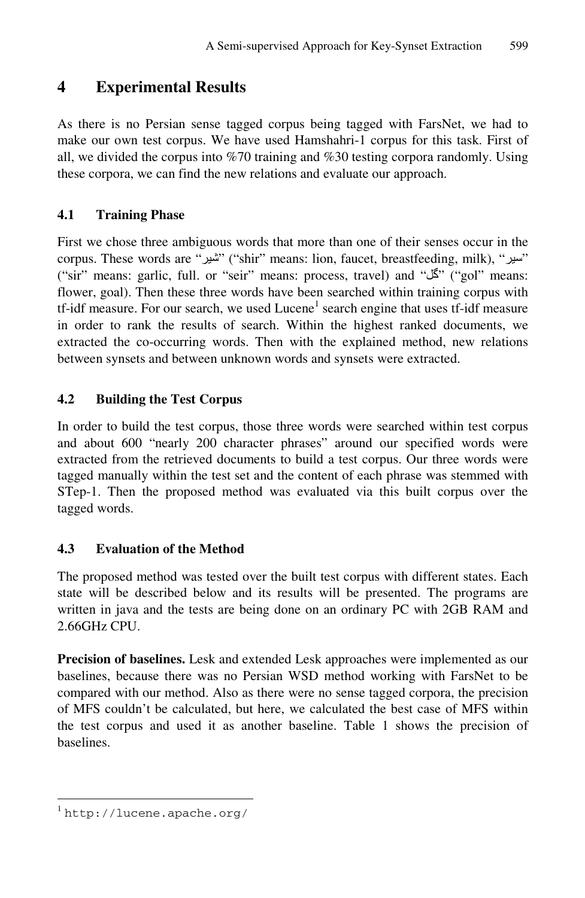## 4 Experimental Results

As there is no Persian sense tagged corpus being tagged with FarsNet, we had to make our own test corpus. We have used Hamshahri-1 corpus for this task. First of all, we divided the corpus into %70 training and %30 testing corpora randomly. Using these corpora, we can find the new relations and evaluate our approach.

### 4.1 Training Phase

First we chose three ambiguous words that more than one of their senses occur in the corpus. These words are "شیر" ("shir" means: lion, faucet, breastfeeding, milk), "سیر" ("sir" means: garlic, full. or "seir" means: process, travel) and "گل" ("gol" means: flower, goal). Then these three words have been searched within training corpus with tf-idf measure. For our search, we used Lucene[1] search engine that uses tf-idf measure in order to rank the results of search. Within the highest ranked documents, we extracted the co-occurring words. Then with the explained method, new relations between synsets and between unknown words and synsets were extracted.

### 4.2 Building the Test Corpus

In order to build the test corpus, those three words were searched within test corpus and about 600 "nearly 200 character phrases" around our specified words were extracted from the retrieved documents to build a test corpus. Our three words were tagged manually within the test set and the content of each phrase was stemmed with STep-1. Then the proposed method was evaluated via this built corpus over the tagged words.

### 4.3 Evaluation of the Method

The proposed method was tested over the built test corpus with different states. Each state will be described below and its results will be presented. The programs are written in java and the tests are being done on an ordinary PC with 2GB RAM and 2.66GHz CPU.

**Precision of baselines.** Lesk and extended Lesk approaches were implemented as our baselines, because there was no Persian WSD method working with FarsNet to be compared with our method. Also as there were no sense tagged corpora, the precision of MFS couldn't be calculated, but here, we calculated the best case of MFS within the test corpus and used it as another baseline. Table 1 shows the precision of baselines.

[1] http://lucene.apache.org/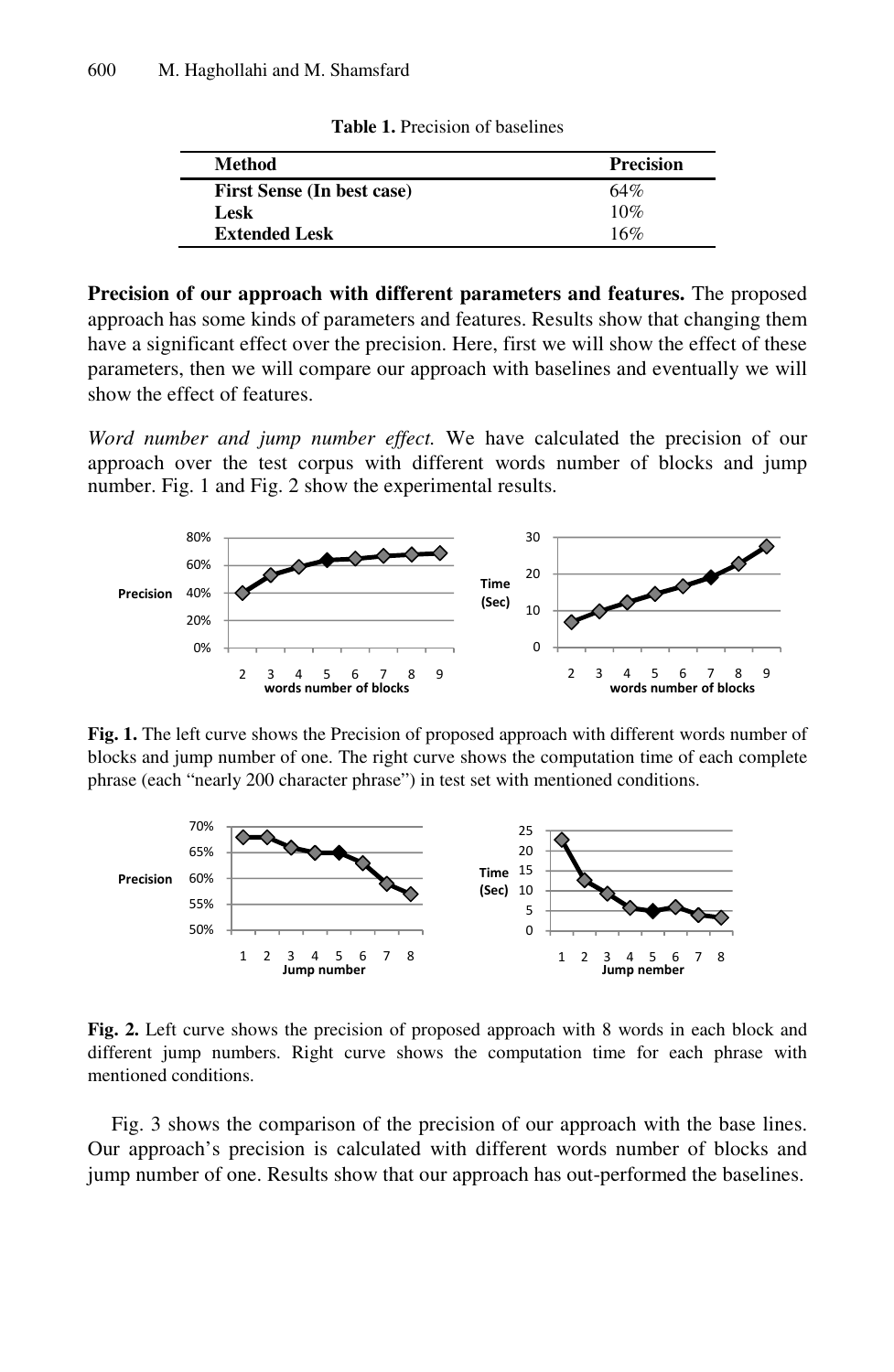**Table 1.** Precision of baselines

| Method | Precision |
|---|---|
| **First Sense (In best case)** | 64% |
| **Lesk** | 10% |
| **Extended Lesk** | 16% |

**Precision of our approach with different parameters and features.** The proposed approach has some kinds of parameters and features. Results show that changing them have a significant effect over the precision. Here, first we will show the effect of these parameters, then we will compare our approach with baselines and eventually we will show the effect of features.

*Word number and jump number effect.* We have calculated the precision of our approach over the test corpus with different words number of blocks and jump number. Fig. 1 and Fig. 2 show the experimental results.

**Fig. 1.** The left curve shows the Precision of proposed approach with different words number of blocks and jump number of one. The right curve shows the computation time of each complete phrase (each "nearly 200 character phrase") in test set with mentioned conditions.

**Fig. 2.** Left curve shows the precision of proposed approach with 8 words in each block and different jump numbers. Right curve shows the computation time for each phrase with mentioned conditions.

Fig. 3 shows the comparison of the precision of our approach with the base lines. Our approach's precision is calculated with different words number of blocks and jump number of one. Results show that our approach has out-performed the baselines.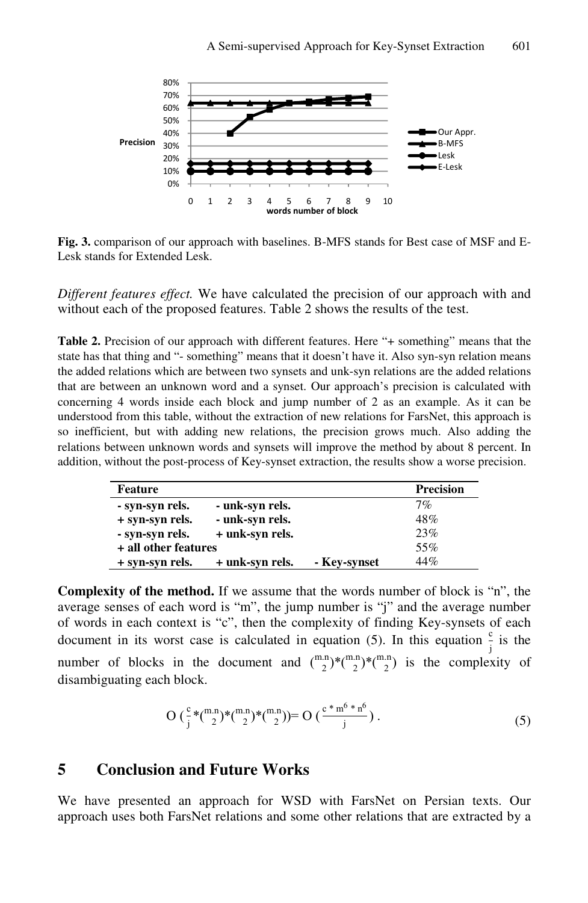**Fig. 3.** comparison of our approach with baselines. B-MFS stands for Best case of MSF and E-Lesk stands for Extended Lesk.

*Different features effect.* We have calculated the precision of our approach with and without each of the proposed features. Table 2 shows the results of the test.

**Table 2.** Precision of our approach with different features. Here "+ something" means that the state has that thing and "- something" means that it doesn't have it. Also syn-syn relation means the added relations which are between two synsets and unk-syn relations are the added relations that are between an unknown word and a synset. Our approach's precision is calculated with concerning 4 words inside each block and jump number of 2 as an example. As it can be understood from this table, without the extraction of new relations for FarsNet, this approach is so inefficient, but with adding new relations, the precision grows much. Also adding the relations between unknown words and synsets will improve the method by about 8 percent. In addition, without the post-process of Key-synset extraction, the results show a worse precision.

| Feature | | | Precision |
|---|---|---|---|
| **- syn-syn rels.** | **- unk-syn rels.** | | 7% |
| **+ syn-syn rels.** | **- unk-syn rels.** | | 48% |
| **- syn-syn rels.** | **+ unk-syn rels.** | | 23% |
| **+ all other features** | | | 55% |
| **+ syn-syn rels.** | **+ unk-syn rels.** | **- Key-synset** | 44% |

**Complexity of the method.** If we assume that the words number of block is "n", the average senses of each word is "m", the jump number is "j" and the average number of words in each context is "c", then the complexity of finding Key-synsets of each document in its worst case is calculated in equation (5). In this equation $\frac{c}{j}$ is the number of blocks in the document and $\binom{m.n}{2}*\binom{m.n}{2}*\binom{m.n}{2}$ is the complexity of disambiguating each block.

$$O\left(\frac{c}{j}*\binom{m.n}{2}*\binom{m.n}{2}*\binom{m.n}{2}\right)= O\left(\frac{c*m^6*n^6}{j}\right). \tag{5}$$

## 5 Conclusion and Future Works

We have presented an approach for WSD with FarsNet on Persian texts. Our approach uses both FarsNet relations and some other relations that are extracted by a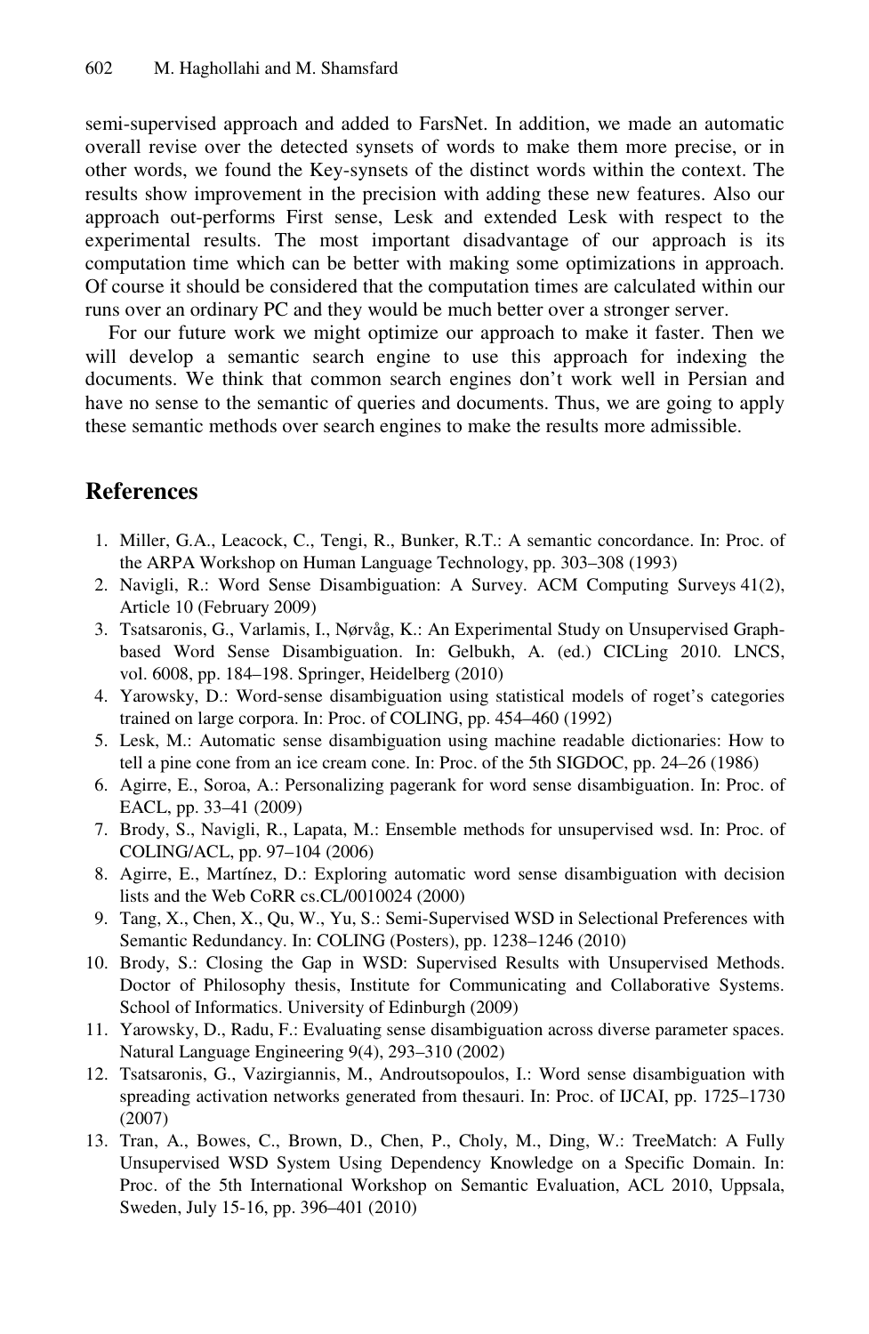semi-supervised approach and added to FarsNet. In addition, we made an automatic overall revise over the detected synsets of words to make them more precise, or in other words, we found the Key-synsets of the distinct words within the context. The results show improvement in the precision with adding these new features. Also our approach out-performs First sense, Lesk and extended Lesk with respect to the experimental results. The most important disadvantage of our approach is its computation time which can be better with making some optimizations in approach. Of course it should be considered that the computation times are calculated within our runs over an ordinary PC and they would be much better over a stronger server.

For our future work we might optimize our approach to make it faster. Then we will develop a semantic search engine to use this approach for indexing the documents. We think that common search engines don't work well in Persian and have no sense to the semantic of queries and documents. Thus, we are going to apply these semantic methods over search engines to make the results more admissible.

## References

1. Miller, G.A., Leacock, C., Tengi, R., Bunker, R.T.: A semantic concordance. In: Proc. of the ARPA Workshop on Human Language Technology, pp. 303–308 (1993)
2. Navigli, R.: Word Sense Disambiguation: A Survey. ACM Computing Surveys 41(2), Article 10 (February 2009)
3. Tsatsaronis, G., Varlamis, I., Nørvåg, K.: An Experimental Study on Unsupervised Graph-based Word Sense Disambiguation. In: Gelbukh, A. (ed.) CICLing 2010. LNCS, vol. 6008, pp. 184–198. Springer, Heidelberg (2010)
4. Yarowsky, D.: Word-sense disambiguation using statistical models of roget's categories trained on large corpora. In: Proc. of COLING, pp. 454–460 (1992)
5. Lesk, M.: Automatic sense disambiguation using machine readable dictionaries: How to tell a pine cone from an ice cream cone. In: Proc. of the 5th SIGDOC, pp. 24–26 (1986)
6. Agirre, E., Soroa, A.: Personalizing pagerank for word sense disambiguation. In: Proc. of EACL, pp. 33–41 (2009)
7. Brody, S., Navigli, R., Lapata, M.: Ensemble methods for unsupervised wsd. In: Proc. of COLING/ACL, pp. 97–104 (2006)
8. Agirre, E., Martínez, D.: Exploring automatic word sense disambiguation with decision lists and the Web CoRR cs.CL/0010024 (2000)
9. Tang, X., Chen, X., Qu, W., Yu, S.: Semi-Supervised WSD in Selectional Preferences with Semantic Redundancy. In: COLING (Posters), pp. 1238–1246 (2010)
10. Brody, S.: Closing the Gap in WSD: Supervised Results with Unsupervised Methods. Doctor of Philosophy thesis, Institute for Communicating and Collaborative Systems. School of Informatics. University of Edinburgh (2009)
11. Yarowsky, D., Radu, F.: Evaluating sense disambiguation across diverse parameter spaces. Natural Language Engineering 9(4), 293–310 (2002)
12. Tsatsaronis, G., Vazirgiannis, M., Androutsopoulos, I.: Word sense disambiguation with spreading activation networks generated from thesauri. In: Proc. of IJCAI, pp. 1725–1730 (2007)
13. Tran, A., Bowes, C., Brown, D., Chen, P., Choly, M., Ding, W.: TreeMatch: A Fully Unsupervised WSD System Using Dependency Knowledge on a Specific Domain. In: Proc. of the 5th International Workshop on Semantic Evaluation, ACL 2010, Uppsala, Sweden, July 15-16, pp. 396–401 (2010)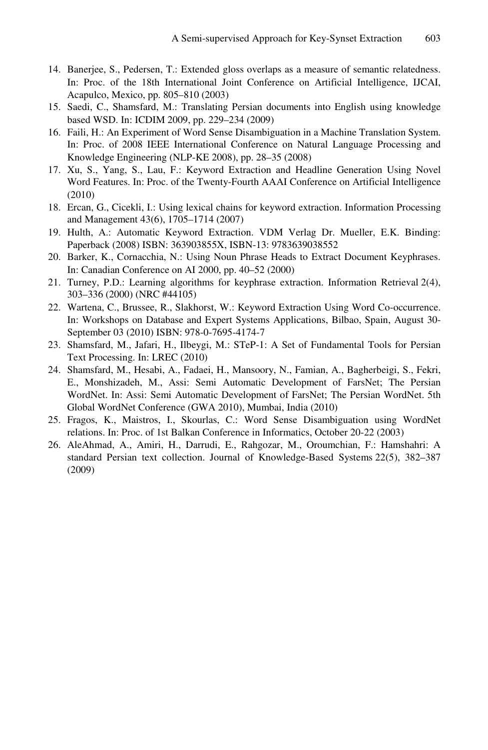14. Banerjee, S., Pedersen, T.: Extended gloss overlaps as a measure of semantic relatedness. In: Proc. of the 18th International Joint Conference on Artificial Intelligence, IJCAI, Acapulco, Mexico, pp. 805–810 (2003)
15. Saedi, C., Shamsfard, M.: Translating Persian documents into English using knowledge based WSD. In: ICDIM 2009, pp. 229–234 (2009)
16. Faili, H.: An Experiment of Word Sense Disambiguation in a Machine Translation System. In: Proc. of 2008 IEEE International Conference on Natural Language Processing and Knowledge Engineering (NLP-KE 2008), pp. 28–35 (2008)
17. Xu, S., Yang, S., Lau, F.: Keyword Extraction and Headline Generation Using Novel Word Features. In: Proc. of the Twenty-Fourth AAAI Conference on Artificial Intelligence (2010)
18. Ercan, G., Cicekli, I.: Using lexical chains for keyword extraction. Information Processing and Management 43(6), 1705–1714 (2007)
19. Hulth, A.: Automatic Keyword Extraction. VDM Verlag Dr. Mueller, E.K. Binding: Paperback (2008) ISBN: 363903855X, ISBN-13: 9783639038552
20. Barker, K., Cornacchia, N.: Using Noun Phrase Heads to Extract Document Keyphrases. In: Canadian Conference on AI 2000, pp. 40–52 (2000)
21. Turney, P.D.: Learning algorithms for keyphrase extraction. Information Retrieval 2(4), 303–336 (2000) (NRC #44105)
22. Wartena, C., Brussee, R., Slakhorst, W.: Keyword Extraction Using Word Co-occurrence. In: Workshops on Database and Expert Systems Applications, Bilbao, Spain, August 30-September 03 (2010) ISBN: 978-0-7695-4174-7
23. Shamsfard, M., Jafari, H., Ilbeygi, M.: STeP-1: A Set of Fundamental Tools for Persian Text Processing. In: LREC (2010)
24. Shamsfard, M., Hesabi, A., Fadaei, H., Mansoory, N., Famian, A., Bagherbeigi, S., Fekri, E., Monshizadeh, M., Assi: Semi Automatic Development of FarsNet; The Persian WordNet. In: Assi: Semi Automatic Development of FarsNet; The Persian WordNet. 5th Global WordNet Conference (GWA 2010), Mumbai, India (2010)
25. Fragos, K., Maistros, I., Skourlas, C.: Word Sense Disambiguation using WordNet relations. In: Proc. of 1st Balkan Conference in Informatics, October 20-22 (2003)
26. AleAhmad, A., Amiri, H., Darrudi, E., Rahgozar, M., Oroumchian, F.: Hamshahri: A standard Persian text collection. Journal of Knowledge-Based Systems 22(5), 382–387 (2009)